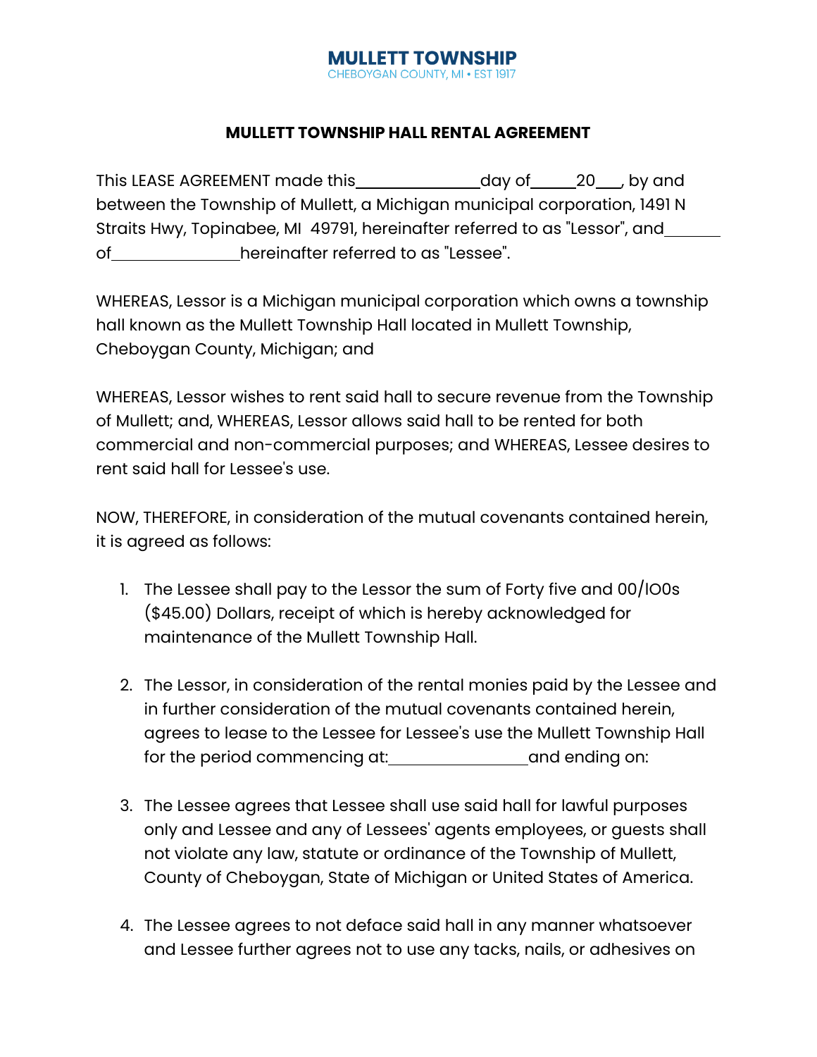**MULLETT TOWNSHIP**
CHEBOYGAN COUNTY, MI • EST 1917

# MULLETT TOWNSHIP HALL RENTAL AGREEMENT

This LEASE AGREEMENT made this______________day of_____20___, by and between the Township of Mullett, a Michigan municipal corporation, 1491 N Straits Hwy, Topinabee, MI 49791, hereinafter referred to as "Lessor", and_______ of_______________hereinafter referred to as "Lessee".

WHEREAS, Lessor is a Michigan municipal corporation which owns a township hall known as the Mullett Township Hall located in Mullett Township, Cheboygan County, Michigan; and

WHEREAS, Lessor wishes to rent said hall to secure revenue from the Township of Mullett; and, WHEREAS, Lessor allows said hall to be rented for both commercial and non-commercial purposes; and WHEREAS, Lessee desires to rent said hall for Lessee's use.

NOW, THEREFORE, in consideration of the mutual covenants contained herein, it is agreed as follows:

1. The Lessee shall pay to the Lessor the sum of Forty five and 00/lO0s ($45.00) Dollars, receipt of which is hereby acknowledged for maintenance of the Mullett Township Hall.

2. The Lessor, in consideration of the rental monies paid by the Lessee and in further consideration of the mutual covenants contained herein, agrees to lease to the Lessee for Lessee's use the Mullett Township Hall for the period commencing at:________________and ending on:

3. The Lessee agrees that Lessee shall use said hall for lawful purposes only and Lessee and any of Lessees' agents employees, or guests shall not violate any law, statute or ordinance of the Township of Mullett, County of Cheboygan, State of Michigan or United States of America.

4. The Lessee agrees to not deface said hall in any manner whatsoever and Lessee further agrees not to use any tacks, nails, or adhesives on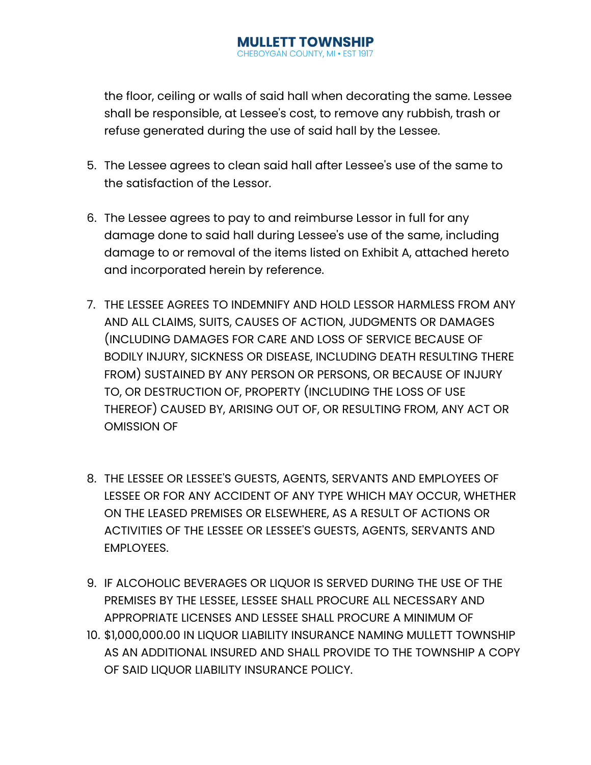the floor, ceiling or walls of said hall when decorating the same. Lessee shall be responsible, at Lessee's cost, to remove any rubbish, trash or refuse generated during the use of said hall by the Lessee.

5. The Lessee agrees to clean said hall after Lessee's use of the same to the satisfaction of the Lessor.

6. The Lessee agrees to pay to and reimburse Lessor in full for any damage done to said hall during Lessee's use of the same, including damage to or removal of the items listed on Exhibit A, attached hereto and incorporated herein by reference.

7. THE LESSEE AGREES TO INDEMNIFY AND HOLD LESSOR HARMLESS FROM ANY AND ALL CLAIMS, SUITS, CAUSES OF ACTION, JUDGMENTS OR DAMAGES (INCLUDING DAMAGES FOR CARE AND LOSS OF SERVICE BECAUSE OF BODILY INJURY, SICKNESS OR DISEASE, INCLUDING DEATH RESULTING THERE FROM) SUSTAINED BY ANY PERSON OR PERSONS, OR BECAUSE OF INJURY TO, OR DESTRUCTION OF, PROPERTY (INCLUDING THE LOSS OF USE THEREOF) CAUSED BY, ARISING OUT OF, OR RESULTING FROM, ANY ACT OR OMISSION OF

8. THE LESSEE OR LESSEE'S GUESTS, AGENTS, SERVANTS AND EMPLOYEES OF LESSEE OR FOR ANY ACCIDENT OF ANY TYPE WHICH MAY OCCUR, WHETHER ON THE LEASED PREMISES OR ELSEWHERE, AS A RESULT OF ACTIONS OR ACTIVITIES OF THE LESSEE OR LESSEE'S GUESTS, AGENTS, SERVANTS AND EMPLOYEES.

9. IF ALCOHOLIC BEVERAGES OR LIQUOR IS SERVED DURING THE USE OF THE PREMISES BY THE LESSEE, LESSEE SHALL PROCURE ALL NECESSARY AND APPROPRIATE LICENSES AND LESSEE SHALL PROCURE A MINIMUM OF
10. $1,000,000.00 IN LIQUOR LIABILITY INSURANCE NAMING MULLETT TOWNSHIP AS AN ADDITIONAL INSURED AND SHALL PROVIDE TO THE TOWNSHIP A COPY OF SAID LIQUOR LIABILITY INSURANCE POLICY.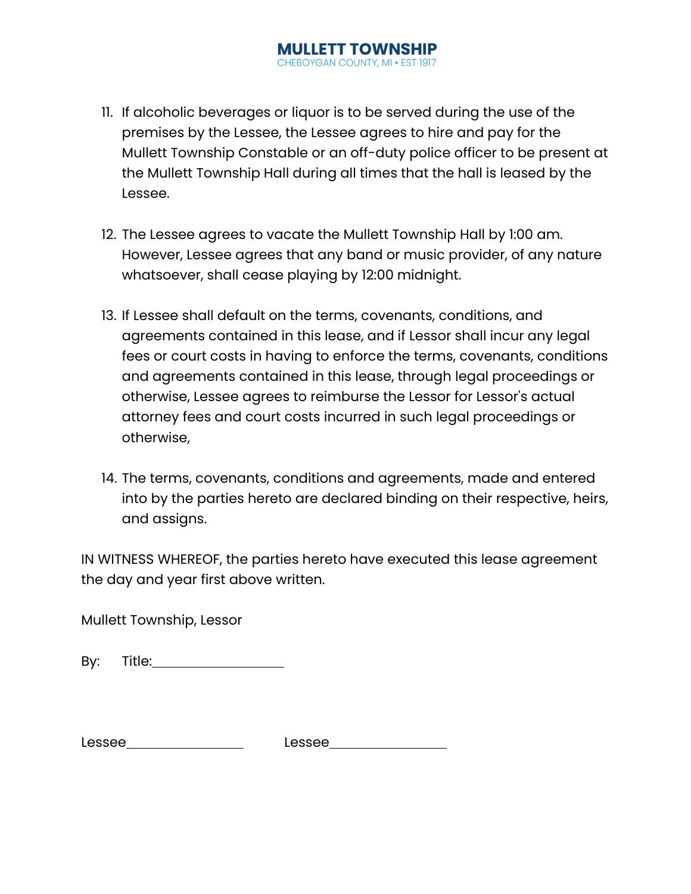11. If alcoholic beverages or liquor is to be served during the use of the premises by the Lessee, the Lessee agrees to hire and pay for the Mullett Township Constable or an off-duty police officer to be present at the Mullett Township Hall during all times that the hall is leased by the Lessee.

12. The Lessee agrees to vacate the Mullett Township Hall by 1:00 am. However, Lessee agrees that any band or music provider, of any nature whatsoever, shall cease playing by 12:00 midnight.

13. If Lessee shall default on the terms, covenants, conditions, and agreements contained in this lease, and if Lessor shall incur any legal fees or court costs in having to enforce the terms, covenants, conditions and agreements contained in this lease, through legal proceedings or otherwise, Lessee agrees to reimburse the Lessor for Lessor's actual attorney fees and court costs incurred in such legal proceedings or otherwise,

14. The terms, covenants, conditions and agreements, made and entered into by the parties hereto are declared binding on their respective, heirs, and assigns.

IN WITNESS WHEREOF, the parties hereto have executed this lease agreement the day and year first above written.

Mullett Township, Lessor

By: Title:__________________

Lessee________________ Lessee________________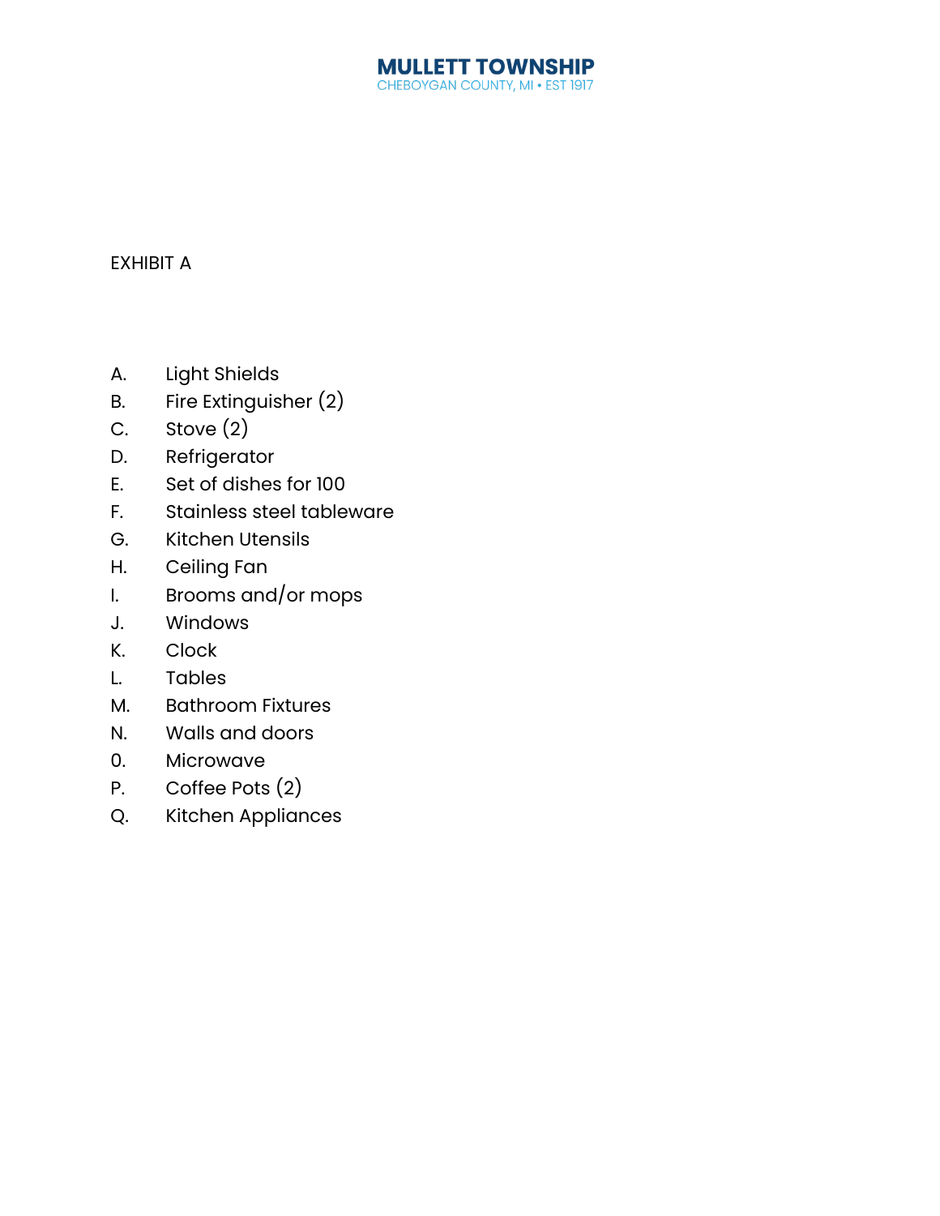EXHIBIT A

A. Light Shields

B. Fire Extinguisher (2)

C. Stove (2)

D. Refrigerator

E. Set of dishes for 100

F. Stainless steel tableware

G. Kitchen Utensils

H. Ceiling Fan

I. Brooms and/or mops

J. Windows

K. Clock

L. Tables

M. Bathroom Fixtures

N. Walls and doors

0. Microwave

P. Coffee Pots (2)

Q. Kitchen Appliances